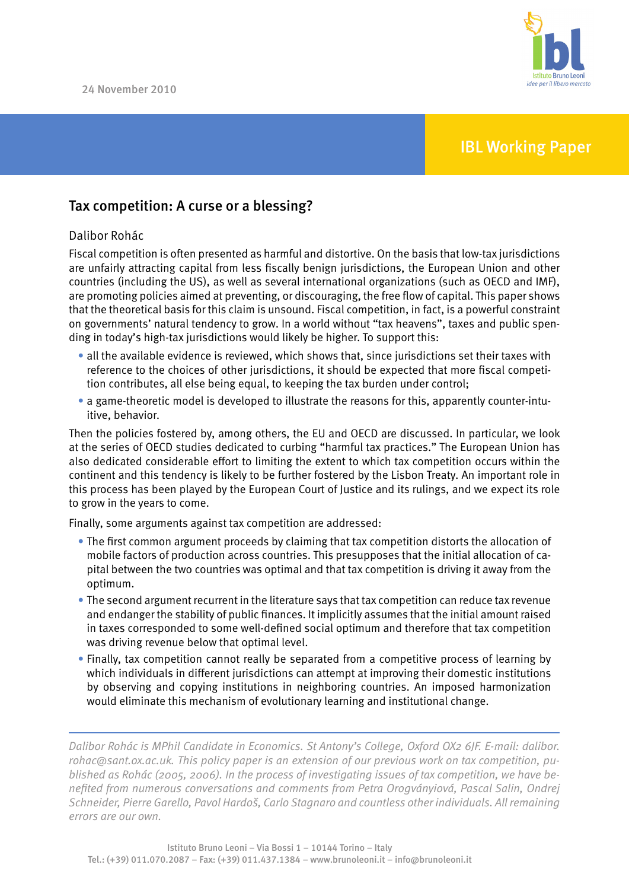24 November 2010

IBL Working Paper

# Tax competition: A curse or a blessing?

Dalibor Rohác

Fiscal competition is often presented as harmful and distortive. On the basis that low-tax jurisdictions are unfairly attracting capital from less fiscally benign jurisdictions, the European Union and other countries (including the US), as well as several international organizations (such as OECD and IMF), are promoting policies aimed at preventing, or discouraging, the free flow of capital. This paper shows that the theoretical basis for this claim is unsound. Fiscal competition, in fact, is a powerful constraint on governments' natural tendency to grow. In a world without "tax heavens", taxes and public spending in today's high-tax jurisdictions would likely be higher. To support this:

- all the available evidence is reviewed, which shows that, since jurisdictions set their taxes with reference to the choices of other jurisdictions, it should be expected that more fiscal competition contributes, all else being equal, to keeping the tax burden under control;
- a game-theoretic model is developed to illustrate the reasons for this, apparently counter-intuitive, behavior.

Then the policies fostered by, among others, the EU and OECD are discussed. In particular, we look at the series of OECD studies dedicated to curbing "harmful tax practices." The European Union has also dedicated considerable effort to limiting the extent to which tax competition occurs within the continent and this tendency is likely to be further fostered by the Lisbon Treaty. An important role in this process has been played by the European Court of Justice and its rulings, and we expect its role to grow in the years to come.

Finally, some arguments against tax competition are addressed:

- The first common argument proceeds by claiming that tax competition distorts the allocation of mobile factors of production across countries. This presupposes that the initial allocation of capital between the two countries was optimal and that tax competition is driving it away from the optimum.
- The second argument recurrent in the literature says that tax competition can reduce tax revenue and endanger the stability of public finances. It implicitly assumes that the initial amount raised in taxes corresponded to some well-defined social optimum and therefore that tax competition was driving revenue below that optimal level.
- Finally, tax competition cannot really be separated from a competitive process of learning by which individuals in different jurisdictions can attempt at improving their domestic institutions by observing and copying institutions in neighboring countries. An imposed harmonization would eliminate this mechanism of evolutionary learning and institutional change.

---

*Dalibor Rohác is MPhil Candidate in Economics. St Antony's College, Oxford OX2 6JF. E-mail: dalibor.rohac@sant.ox.ac.uk. This policy paper is an extension of our previous work on tax competition, published as Rohác (2005, 2006). In the process of investigating issues of tax competition, we have benefited from numerous conversations and comments from Petra Orogványiová, Pascal Salin, Ondrej Schneider, Pierre Garello, Pavol Hardoš, Carlo Stagnaro and countless other individuals. All remaining errors are our own.*

Istituto Bruno Leoni – Via Bossi 1 – 10144 Torino – Italy
Tel.: (+39) 011.070.2087 – Fax: (+39) 011.437.1384 – www.brunoleoni.it – info@brunoleoni.it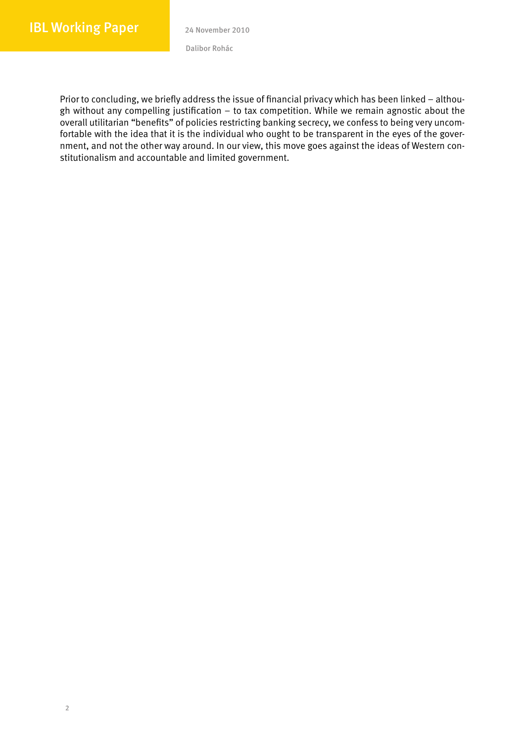Prior to concluding, we briefly address the issue of financial privacy which has been linked – although without any compelling justification – to tax competition. While we remain agnostic about the overall utilitarian "benefits" of policies restricting banking secrecy, we confess to being very uncomfortable with the idea that it is the individual who ought to be transparent in the eyes of the government, and not the other way around. In our view, this move goes against the ideas of Western constitutionalism and accountable and limited government.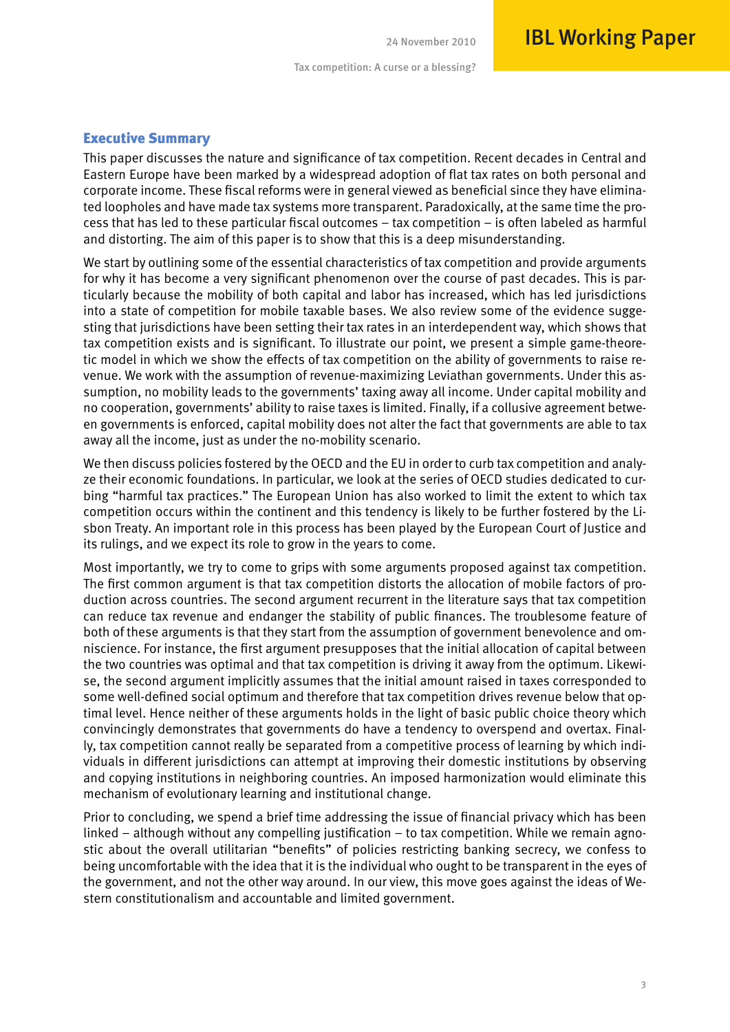## Executive Summary

This paper discusses the nature and significance of tax competition. Recent decades in Central and Eastern Europe have been marked by a widespread adoption of flat tax rates on both personal and corporate income. These fiscal reforms were in general viewed as beneficial since they have eliminated loopholes and have made tax systems more transparent. Paradoxically, at the same time the process that has led to these particular fiscal outcomes – tax competition – is often labeled as harmful and distorting. The aim of this paper is to show that this is a deep misunderstanding.

We start by outlining some of the essential characteristics of tax competition and provide arguments for why it has become a very significant phenomenon over the course of past decades. This is particularly because the mobility of both capital and labor has increased, which has led jurisdictions into a state of competition for mobile taxable bases. We also review some of the evidence suggesting that jurisdictions have been setting their tax rates in an interdependent way, which shows that tax competition exists and is significant. To illustrate our point, we present a simple game-theoretic model in which we show the effects of tax competition on the ability of governments to raise revenue. We work with the assumption of revenue-maximizing Leviathan governments. Under this assumption, no mobility leads to the governments' taxing away all income. Under capital mobility and no cooperation, governments' ability to raise taxes is limited. Finally, if a collusive agreement between governments is enforced, capital mobility does not alter the fact that governments are able to tax away all the income, just as under the no-mobility scenario.

We then discuss policies fostered by the OECD and the EU in order to curb tax competition and analyze their economic foundations. In particular, we look at the series of OECD studies dedicated to curbing "harmful tax practices." The European Union has also worked to limit the extent to which tax competition occurs within the continent and this tendency is likely to be further fostered by the Lisbon Treaty. An important role in this process has been played by the European Court of Justice and its rulings, and we expect its role to grow in the years to come.

Most importantly, we try to come to grips with some arguments proposed against tax competition. The first common argument is that tax competition distorts the allocation of mobile factors of production across countries. The second argument recurrent in the literature says that tax competition can reduce tax revenue and endanger the stability of public finances. The troublesome feature of both of these arguments is that they start from the assumption of government benevolence and omniscience. For instance, the first argument presupposes that the initial allocation of capital between the two countries was optimal and that tax competition is driving it away from the optimum. Likewise, the second argument implicitly assumes that the initial amount raised in taxes corresponded to some well-defined social optimum and therefore that tax competition drives revenue below that optimal level. Hence neither of these arguments holds in the light of basic public choice theory which convincingly demonstrates that governments do have a tendency to overspend and overtax. Finally, tax competition cannot really be separated from a competitive process of learning by which individuals in different jurisdictions can attempt at improving their domestic institutions by observing and copying institutions in neighboring countries. An imposed harmonization would eliminate this mechanism of evolutionary learning and institutional change.

Prior to concluding, we spend a brief time addressing the issue of financial privacy which has been linked – although without any compelling justification – to tax competition. While we remain agnostic about the overall utilitarian "benefits" of policies restricting banking secrecy, we confess to being uncomfortable with the idea that it is the individual who ought to be transparent in the eyes of the government, and not the other way around. In our view, this move goes against the ideas of Western constitutionalism and accountable and limited government.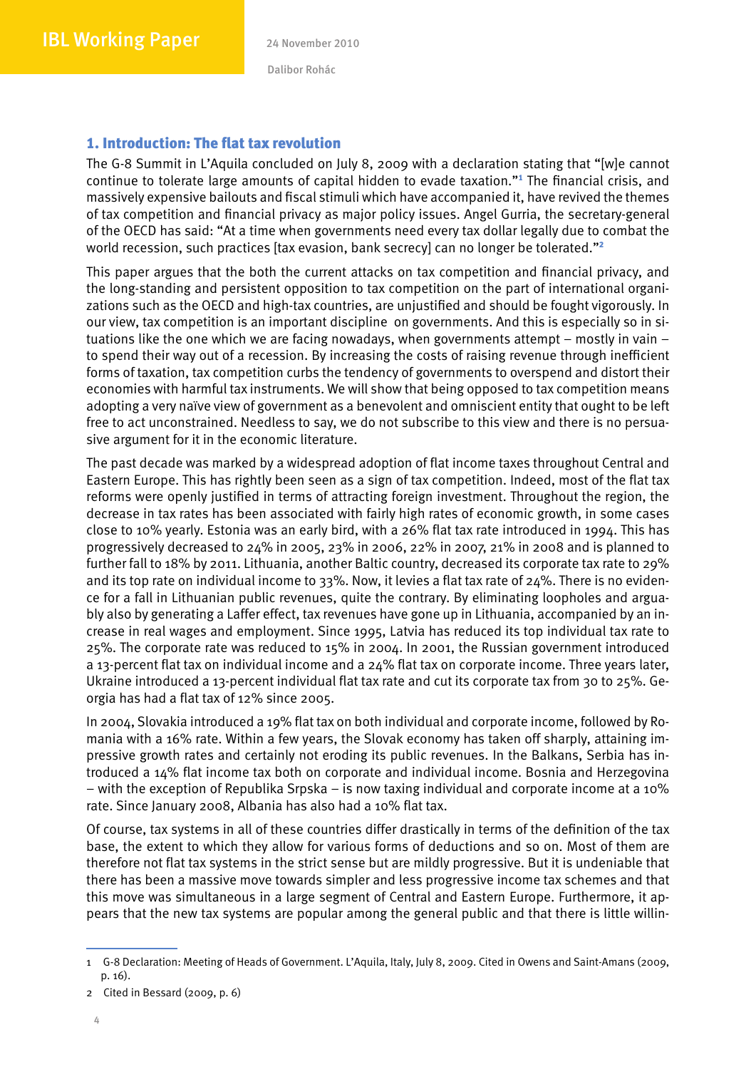## 1. Introduction: The flat tax revolution

The G-8 Summit in L'Aquila concluded on July 8, 2009 with a declaration stating that "[w]e cannot continue to tolerate large amounts of capital hidden to evade taxation."[1] The financial crisis, and massively expensive bailouts and fiscal stimuli which have accompanied it, have revived the themes of tax competition and financial privacy as major policy issues. Angel Gurria, the secretary-general of the OECD has said: "At a time when governments need every tax dollar legally due to combat the world recession, such practices [tax evasion, bank secrecy] can no longer be tolerated."[2]

This paper argues that the both the current attacks on tax competition and financial privacy, and the long-standing and persistent opposition to tax competition on the part of international organizations such as the OECD and high-tax countries, are unjustified and should be fought vigorously. In our view, tax competition is an important discipline on governments. And this is especially so in situations like the one which we are facing nowadays, when governments attempt – mostly in vain – to spend their way out of a recession. By increasing the costs of raising revenue through inefficient forms of taxation, tax competition curbs the tendency of governments to overspend and distort their economies with harmful tax instruments. We will show that being opposed to tax competition means adopting a very naïve view of government as a benevolent and omniscient entity that ought to be left free to act unconstrained. Needless to say, we do not subscribe to this view and there is no persuasive argument for it in the economic literature.

The past decade was marked by a widespread adoption of flat income taxes throughout Central and Eastern Europe. This has rightly been seen as a sign of tax competition. Indeed, most of the flat tax reforms were openly justified in terms of attracting foreign investment. Throughout the region, the decrease in tax rates has been associated with fairly high rates of economic growth, in some cases close to 10% yearly. Estonia was an early bird, with a 26% flat tax rate introduced in 1994. This has progressively decreased to 24% in 2005, 23% in 2006, 22% in 2007, 21% in 2008 and is planned to further fall to 18% by 2011. Lithuania, another Baltic country, decreased its corporate tax rate to 29% and its top rate on individual income to 33%. Now, it levies a flat tax rate of 24%. There is no evidence for a fall in Lithuanian public revenues, quite the contrary. By eliminating loopholes and arguably also by generating a Laffer effect, tax revenues have gone up in Lithuania, accompanied by an increase in real wages and employment. Since 1995, Latvia has reduced its top individual tax rate to 25%. The corporate rate was reduced to 15% in 2004. In 2001, the Russian government introduced a 13-percent flat tax on individual income and a 24% flat tax on corporate income. Three years later, Ukraine introduced a 13-percent individual flat tax rate and cut its corporate tax from 30 to 25%. Georgia has had a flat tax of 12% since 2005.

In 2004, Slovakia introduced a 19% flat tax on both individual and corporate income, followed by Romania with a 16% rate. Within a few years, the Slovak economy has taken off sharply, attaining impressive growth rates and certainly not eroding its public revenues. In the Balkans, Serbia has introduced a 14% flat income tax both on corporate and individual income. Bosnia and Herzegovina – with the exception of Republika Srpska – is now taxing individual and corporate income at a 10% rate. Since January 2008, Albania has also had a 10% flat tax.

Of course, tax systems in all of these countries differ drastically in terms of the definition of the tax base, the extent to which they allow for various forms of deductions and so on. Most of them are therefore not flat tax systems in the strict sense but are mildly progressive. But it is undeniable that there has been a massive move towards simpler and less progressive income tax schemes and that this move was simultaneous in a large segment of Central and Eastern Europe. Furthermore, it appears that the new tax systems are popular among the general public and that there is little willin-

---

1 G-8 Declaration: Meeting of Heads of Government. L'Aquila, Italy, July 8, 2009. Cited in Owens and Saint-Amans (2009, p. 16).

2 Cited in Bessard (2009, p. 6)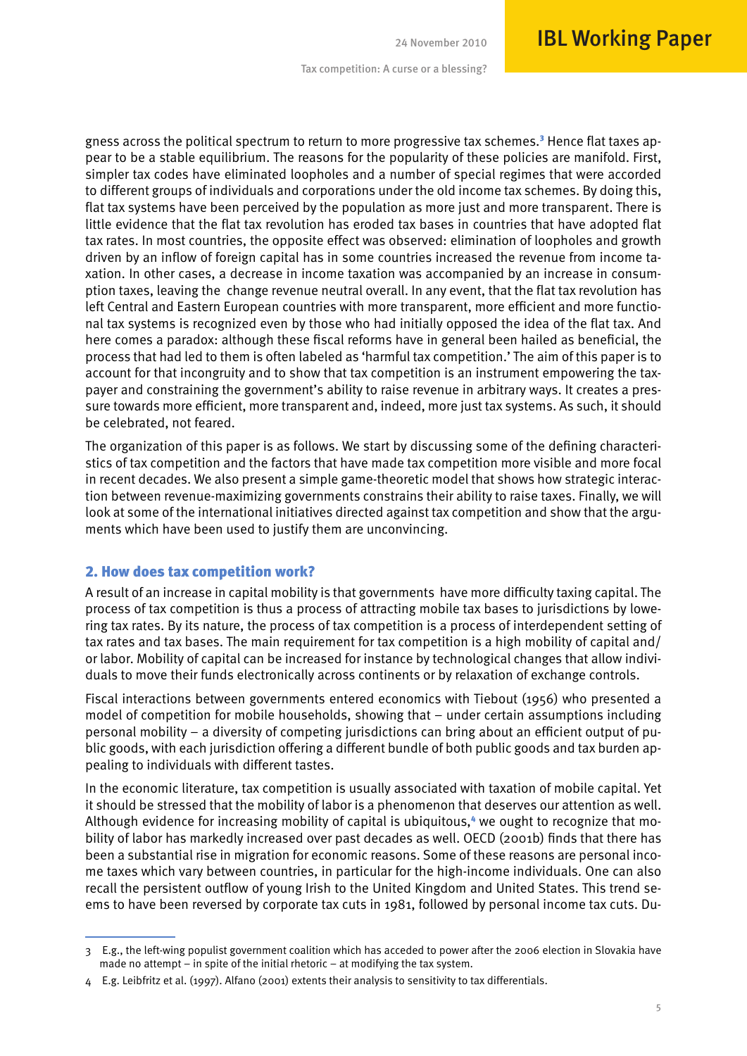gness across the political spectrum to return to more progressive tax schemes.[3] Hence flat taxes appear to be a stable equilibrium. The reasons for the popularity of these policies are manifold. First, simpler tax codes have eliminated loopholes and a number of special regimes that were accorded to different groups of individuals and corporations under the old income tax schemes. By doing this, flat tax systems have been perceived by the population as more just and more transparent. There is little evidence that the flat tax revolution has eroded tax bases in countries that have adopted flat tax rates. In most countries, the opposite effect was observed: elimination of loopholes and growth driven by an inflow of foreign capital has in some countries increased the revenue from income taxation. In other cases, a decrease in income taxation was accompanied by an increase in consumption taxes, leaving the change revenue neutral overall. In any event, that the flat tax revolution has left Central and Eastern European countries with more transparent, more efficient and more functional tax systems is recognized even by those who had initially opposed the idea of the flat tax. And here comes a paradox: although these fiscal reforms have in general been hailed as beneficial, the process that had led to them is often labeled as 'harmful tax competition.' The aim of this paper is to account for that incongruity and to show that tax competition is an instrument empowering the taxpayer and constraining the government's ability to raise revenue in arbitrary ways. It creates a pressure towards more efficient, more transparent and, indeed, more just tax systems. As such, it should be celebrated, not feared.

The organization of this paper is as follows. We start by discussing some of the defining characteristics of tax competition and the factors that have made tax competition more visible and more focal in recent decades. We also present a simple game-theoretic model that shows how strategic interaction between revenue-maximizing governments constrains their ability to raise taxes. Finally, we will look at some of the international initiatives directed against tax competition and show that the arguments which have been used to justify them are unconvincing.

## 2. How does tax competition work?

A result of an increase in capital mobility is that governments have more difficulty taxing capital. The process of tax competition is thus a process of attracting mobile tax bases to jurisdictions by lowering tax rates. By its nature, the process of tax competition is a process of interdependent setting of tax rates and tax bases. The main requirement for tax competition is a high mobility of capital and/or labor. Mobility of capital can be increased for instance by technological changes that allow individuals to move their funds electronically across continents or by relaxation of exchange controls.

Fiscal interactions between governments entered economics with Tiebout (1956) who presented a model of competition for mobile households, showing that – under certain assumptions including personal mobility – a diversity of competing jurisdictions can bring about an efficient output of public goods, with each jurisdiction offering a different bundle of both public goods and tax burden appealing to individuals with different tastes.

In the economic literature, tax competition is usually associated with taxation of mobile capital. Yet it should be stressed that the mobility of labor is a phenomenon that deserves our attention as well. Although evidence for increasing mobility of capital is ubiquitous,[4] we ought to recognize that mobility of labor has markedly increased over past decades as well. OECD (2001b) finds that there has been a substantial rise in migration for economic reasons. Some of these reasons are personal income taxes which vary between countries, in particular for the high-income individuals. One can also recall the persistent outflow of young Irish to the United Kingdom and United States. This trend seems to have been reversed by corporate tax cuts in 1981, followed by personal income tax cuts. Du-

---

3 E.g., the left-wing populist government coalition which has acceded to power after the 2006 election in Slovakia have made no attempt – in spite of the initial rhetoric – at modifying the tax system.

4 E.g. Leibfritz et al. (1997). Alfano (2001) extents their analysis to sensitivity to tax differentials.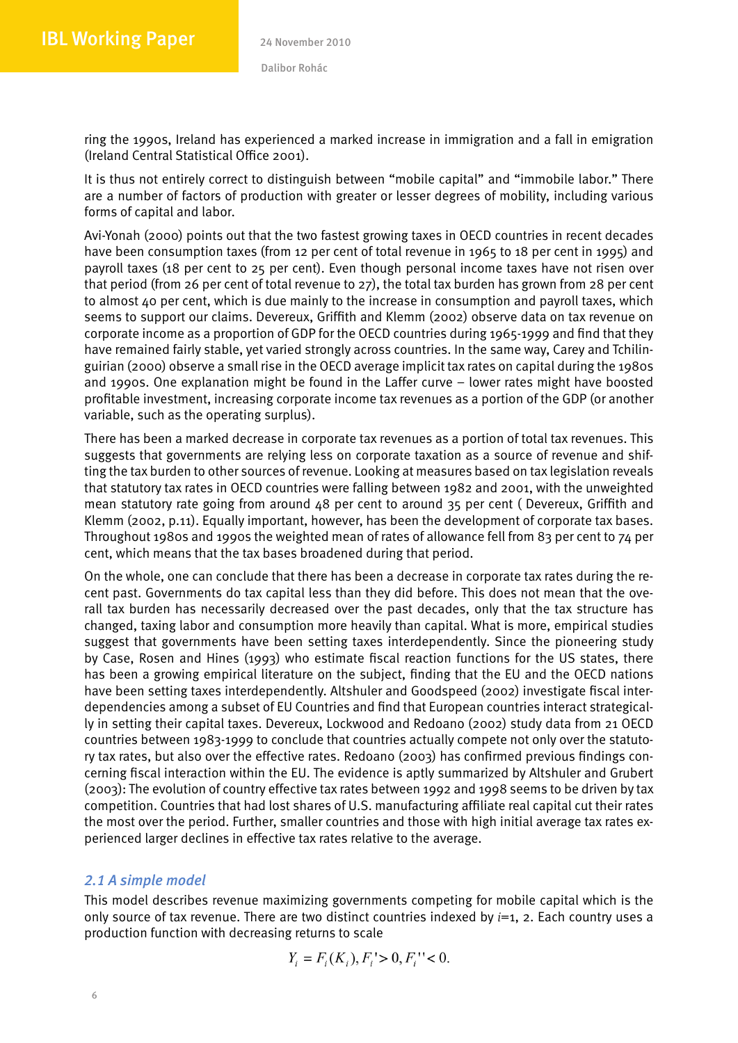ring the 1990s, Ireland has experienced a marked increase in immigration and a fall in emigration (Ireland Central Statistical Office 2001).

It is thus not entirely correct to distinguish between "mobile capital" and "immobile labor." There are a number of factors of production with greater or lesser degrees of mobility, including various forms of capital and labor.

Avi-Yonah (2000) points out that the two fastest growing taxes in OECD countries in recent decades have been consumption taxes (from 12 per cent of total revenue in 1965 to 18 per cent in 1995) and payroll taxes (18 per cent to 25 per cent). Even though personal income taxes have not risen over that period (from 26 per cent of total revenue to 27), the total tax burden has grown from 28 per cent to almost 40 per cent, which is due mainly to the increase in consumption and payroll taxes, which seems to support our claims. Devereux, Griffith and Klemm (2002) observe data on tax revenue on corporate income as a proportion of GDP for the OECD countries during 1965-1999 and find that they have remained fairly stable, yet varied strongly across countries. In the same way, Carey and Tchilinguirian (2000) observe a small rise in the OECD average implicit tax rates on capital during the 1980s and 1990s. One explanation might be found in the Laffer curve – lower rates might have boosted profitable investment, increasing corporate income tax revenues as a portion of the GDP (or another variable, such as the operating surplus).

There has been a marked decrease in corporate tax revenues as a portion of total tax revenues. This suggests that governments are relying less on corporate taxation as a source of revenue and shifting the tax burden to other sources of revenue. Looking at measures based on tax legislation reveals that statutory tax rates in OECD countries were falling between 1982 and 2001, with the unweighted mean statutory rate going from around 48 per cent to around 35 per cent ( Devereux, Griffith and Klemm (2002, p.11). Equally important, however, has been the development of corporate tax bases. Throughout 1980s and 1990s the weighted mean of rates of allowance fell from 83 per cent to 74 per cent, which means that the tax bases broadened during that period.

On the whole, one can conclude that there has been a decrease in corporate tax rates during the recent past. Governments do tax capital less than they did before. This does not mean that the overall tax burden has necessarily decreased over the past decades, only that the tax structure has changed, taxing labor and consumption more heavily than capital. What is more, empirical studies suggest that governments have been setting taxes interdependently. Since the pioneering study by Case, Rosen and Hines (1993) who estimate fiscal reaction functions for the US states, there has been a growing empirical literature on the subject, finding that the EU and the OECD nations have been setting taxes interdependently. Altshuler and Goodspeed (2002) investigate fiscal interdependencies among a subset of EU Countries and find that European countries interact strategically in setting their capital taxes. Devereux, Lockwood and Redoano (2002) study data from 21 OECD countries between 1983-1999 to conclude that countries actually compete not only over the statutory tax rates, but also over the effective rates. Redoano (2003) has confirmed previous findings concerning fiscal interaction within the EU. The evidence is aptly summarized by Altshuler and Grubert (2003): The evolution of country effective tax rates between 1992 and 1998 seems to be driven by tax competition. Countries that had lost shares of U.S. manufacturing affiliate real capital cut their rates the most over the period. Further, smaller countries and those with high initial average tax rates experienced larger declines in effective tax rates relative to the average.

## 2.1 A simple model

This model describes revenue maximizing governments competing for mobile capital which is the only source of tax revenue. There are two distinct countries indexed by $i$=1, 2. Each country uses a production function with decreasing returns to scale

$$Y_i = F_i(K_i), F_i' > 0, F_i'' < 0.$$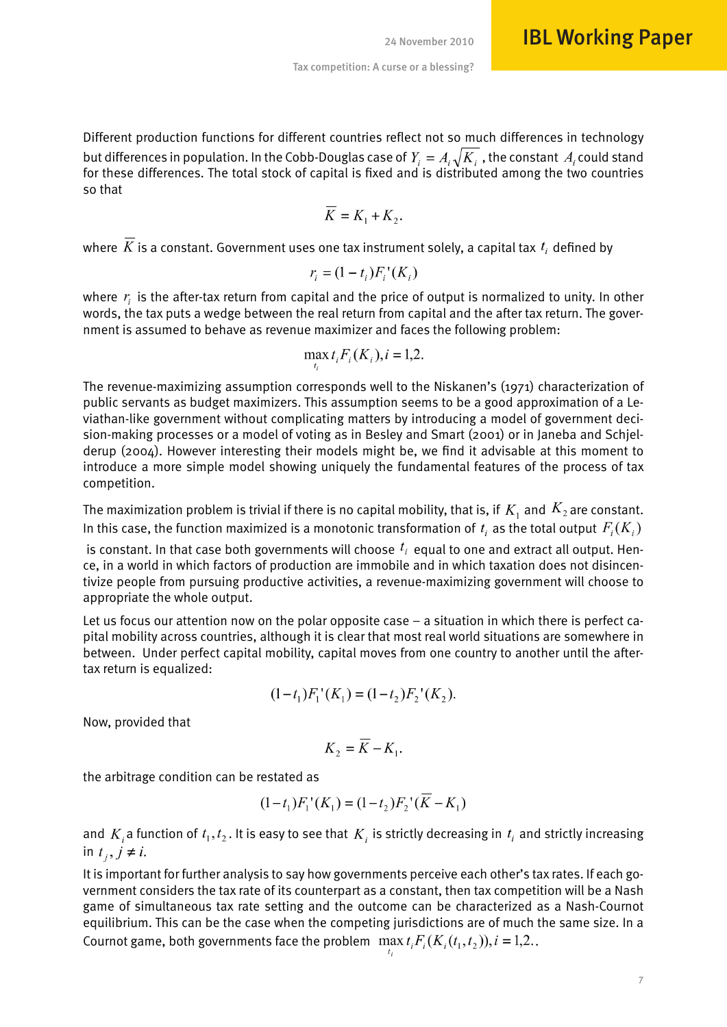Different production functions for different countries reflect not so much differences in technology but differences in population. In the Cobb-Douglas case of $Y_i = A_i\sqrt{K_i}$, the constant $A_i$ could stand for these differences. The total stock of capital is fixed and is distributed among the two countries so that

$$\overline{K} = K_1 + K_2.$$

where $\overline{K}$ is a constant. Government uses one tax instrument solely, a capital tax $t_i$ defined by

$$r_i = (1 - t_i)F_i'(K_i)$$

where $r_i$ is the after-tax return from capital and the price of output is normalized to unity. In other words, the tax puts a wedge between the real return from capital and the after tax return. The government is assumed to behave as revenue maximizer and faces the following problem:

$$\max_{t_i} t_i F_i(K_i), i = 1,2.$$

The revenue-maximizing assumption corresponds well to the Niskanen's (1971) characterization of public servants as budget maximizers. This assumption seems to be a good approximation of a Leviathan-like government without complicating matters by introducing a model of government decision-making processes or a model of voting as in Besley and Smart (2001) or in Janeba and Schjelderup (2004). However interesting their models might be, we find it advisable at this moment to introduce a more simple model showing uniquely the fundamental features of the process of tax competition.

The maximization problem is trivial if there is no capital mobility, that is, if $K_1$ and $K_2$ are constant. In this case, the function maximized is a monotonic transformation of $t_i$ as the total output $F_i(K_i)$ is constant. In that case both governments will choose $t_i$ equal to one and extract all output. Hence, in a world in which factors of production are immobile and in which taxation does not disincentivize people from pursuing productive activities, a revenue-maximizing government will choose to appropriate the whole output.

Let us focus our attention now on the polar opposite case – a situation in which there is perfect capital mobility across countries, although it is clear that most real world situations are somewhere in between. Under perfect capital mobility, capital moves from one country to another until the after-tax return is equalized:

$$(1 - t_1)F_1'(K_1) = (1 - t_2)F_2'(K_2).$$

Now, provided that

$$K_2 = \overline{K} - K_1.$$

the arbitrage condition can be restated as

$$(1 - t_1)F_1'(K_1) = (1 - t_2)F_2'(\overline{K} - K_1)$$

and $K_i$ a function of $t_1, t_2$. It is easy to see that $K_i$ is strictly decreasing in $t_i$ and strictly increasing in $t_j, j \neq i$.

It is important for further analysis to say how governments perceive each other's tax rates. If each government considers the tax rate of its counterpart as a constant, then tax competition will be a Nash game of simultaneous tax rate setting and the outcome can be characterized as a Nash-Cournot equilibrium. This can be the case when the competing jurisdictions are of much the same size. In a Cournot game, both governments face the problem $\max_{t_i} t_i F_i(K_i(t_1, t_2)), i = 1,2.$.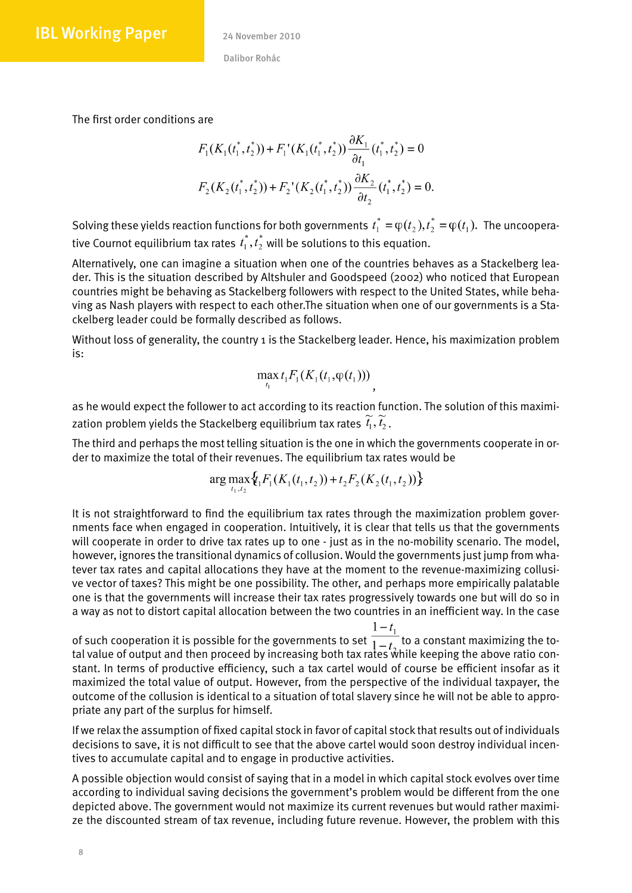The first order conditions are

$$F_1(K_1(t_1^*, t_2^*)) + F_1'(K_1(t_1^*, t_2^*))\frac{\partial K_1}{\partial t_1}(t_1^*, t_2^*) = 0$$

$$F_2(K_2(t_1^*, t_2^*)) + F_2'(K_2(t_1^*, t_2^*))\frac{\partial K_2}{\partial t_2}(t_1^*, t_2^*) = 0.$$

Solving these yields reaction functions for both governments $t_1^* = \varphi(t_2), t_2^* = \varphi(t_1)$. The uncooperative Cournot equilibrium tax rates $t_1^*, t_2^*$ will be solutions to this equation.

Alternatively, one can imagine a situation when one of the countries behaves as a Stackelberg leader. This is the situation described by Altshuler and Goodspeed (2002) who noticed that European countries might be behaving as Stackelberg followers with respect to the United States, while behaving as Nash players with respect to each other.The situation when one of our governments is a Stackelberg leader could be formally described as follows.

Without loss of generality, the country 1 is the Stackelberg leader. Hence, his maximization problem is:

$$\max_{t_1} t_1 F_1(K_1(t_1, \varphi(t_1))),$$

as he would expect the follower to act according to its reaction function. The solution of this maximization problem yields the Stackelberg equilibrium tax rates $\widetilde{t}_1, \widetilde{t}_2$.

The third and perhaps the most telling situation is the one in which the governments cooperate in order to maximize the total of their revenues. The equilibrium tax rates would be

$$\arg\max_{t_1, t_2}\{t_1 F_1(K_1(t_1, t_2)) + t_2 F_2(K_2(t_1, t_2))\}$$

It is not straightforward to find the equilibrium tax rates through the maximization problem governments face when engaged in cooperation. Intuitively, it is clear that tells us that the governments will cooperate in order to drive tax rates up to one - just as in the no-mobility scenario. The model, however, ignores the transitional dynamics of collusion. Would the governments just jump from whatever tax rates and capital allocations they have at the moment to the revenue-maximizing collusive vector of taxes? This might be one possibility. The other, and perhaps more empirically palatable one is that the governments will increase their tax rates progressively towards one but will do so in a way as not to distort capital allocation between the two countries in an inefficient way. In the case of such cooperation it is possible for the governments to set $\frac{1-t_1}{1-t_2}$ to a constant maximizing the total value of output and then proceed by increasing both tax rates while keeping the above ratio constant. In terms of productive efficiency, such a tax cartel would of course be efficient insofar as it maximized the total value of output. However, from the perspective of the individual taxpayer, the outcome of the collusion is identical to a situation of total slavery since he will not be able to appropriate any part of the surplus for himself.

If we relax the assumption of fixed capital stock in favor of capital stock that results out of individuals decisions to save, it is not difficult to see that the above cartel would soon destroy individual incentives to accumulate capital and to engage in productive activities.

A possible objection would consist of saying that in a model in which capital stock evolves over time according to individual saving decisions the government's problem would be different from the one depicted above. The government would not maximize its current revenues but would rather maximize the discounted stream of tax revenue, including future revenue. However, the problem with this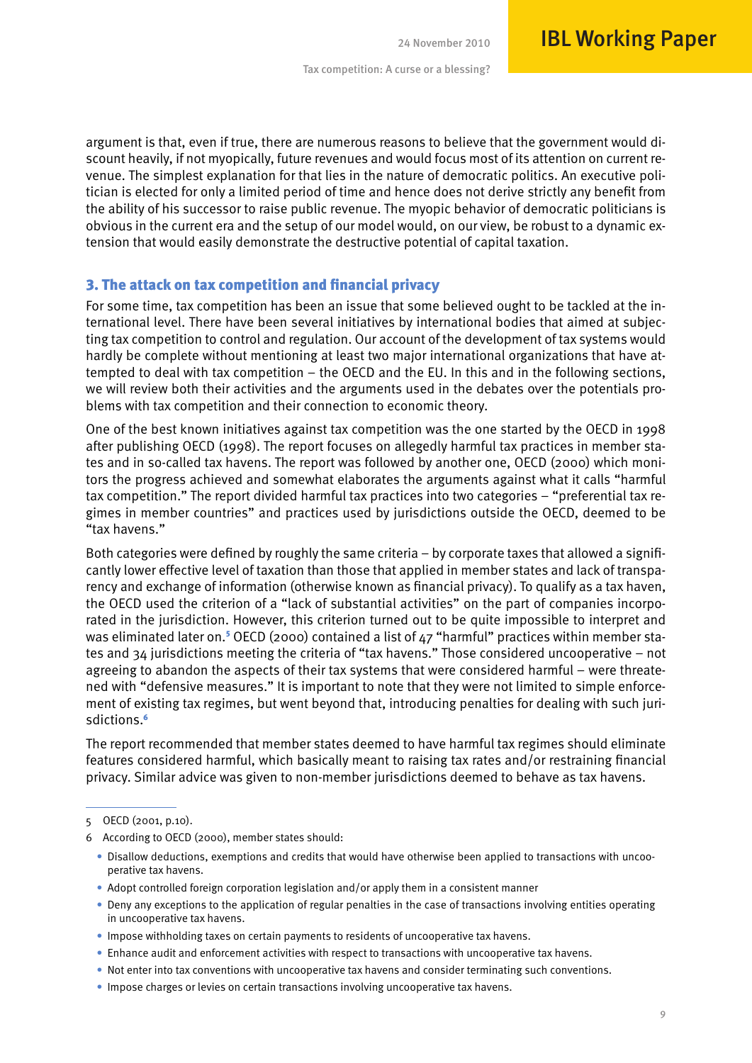argument is that, even if true, there are numerous reasons to believe that the government would discount heavily, if not myopically, future revenues and would focus most of its attention on current revenue. The simplest explanation for that lies in the nature of democratic politics. An executive politician is elected for only a limited period of time and hence does not derive strictly any benefit from the ability of his successor to raise public revenue. The myopic behavior of democratic politicians is obvious in the current era and the setup of our model would, on our view, be robust to a dynamic extension that would easily demonstrate the destructive potential of capital taxation.

## 3. The attack on tax competition and financial privacy

For some time, tax competition has been an issue that some believed ought to be tackled at the international level. There have been several initiatives by international bodies that aimed at subjecting tax competition to control and regulation. Our account of the development of tax systems would hardly be complete without mentioning at least two major international organizations that have attempted to deal with tax competition – the OECD and the EU. In this and in the following sections, we will review both their activities and the arguments used in the debates over the potentials problems with tax competition and their connection to economic theory.

One of the best known initiatives against tax competition was the one started by the OECD in 1998 after publishing OECD (1998). The report focuses on allegedly harmful tax practices in member states and in so-called tax havens. The report was followed by another one, OECD (2000) which monitors the progress achieved and somewhat elaborates the arguments against what it calls "harmful tax competition." The report divided harmful tax practices into two categories – "preferential tax regimes in member countries" and practices used by jurisdictions outside the OECD, deemed to be "tax havens."

Both categories were defined by roughly the same criteria – by corporate taxes that allowed a significantly lower effective level of taxation than those that applied in member states and lack of transparency and exchange of information (otherwise known as financial privacy). To qualify as a tax haven, the OECD used the criterion of a "lack of substantial activities" on the part of companies incorporated in the jurisdiction. However, this criterion turned out to be quite impossible to interpret and was eliminated later on.[5] OECD (2000) contained a list of 47 "harmful" practices within member states and 34 jurisdictions meeting the criteria of "tax havens." Those considered uncooperative – not agreeing to abandon the aspects of their tax systems that were considered harmful – were threatened with "defensive measures." It is important to note that they were not limited to simple enforcement of existing tax regimes, but went beyond that, introducing penalties for dealing with such jurisdictions.[6]

The report recommended that member states deemed to have harmful tax regimes should eliminate features considered harmful, which basically meant to raising tax rates and/or restraining financial privacy. Similar advice was given to non-member jurisdictions deemed to behave as tax havens.

---

5 OECD (2001, p.10).

6 According to OECD (2000), member states should:

- Disallow deductions, exemptions and credits that would have otherwise been applied to transactions with uncooperative tax havens.
- Adopt controlled foreign corporation legislation and/or apply them in a consistent manner
- Deny any exceptions to the application of regular penalties in the case of transactions involving entities operating in uncooperative tax havens.
- Impose withholding taxes on certain payments to residents of uncooperative tax havens.
- Enhance audit and enforcement activities with respect to transactions with uncooperative tax havens.
- Not enter into tax conventions with uncooperative tax havens and consider terminating such conventions.
- Impose charges or levies on certain transactions involving uncooperative tax havens.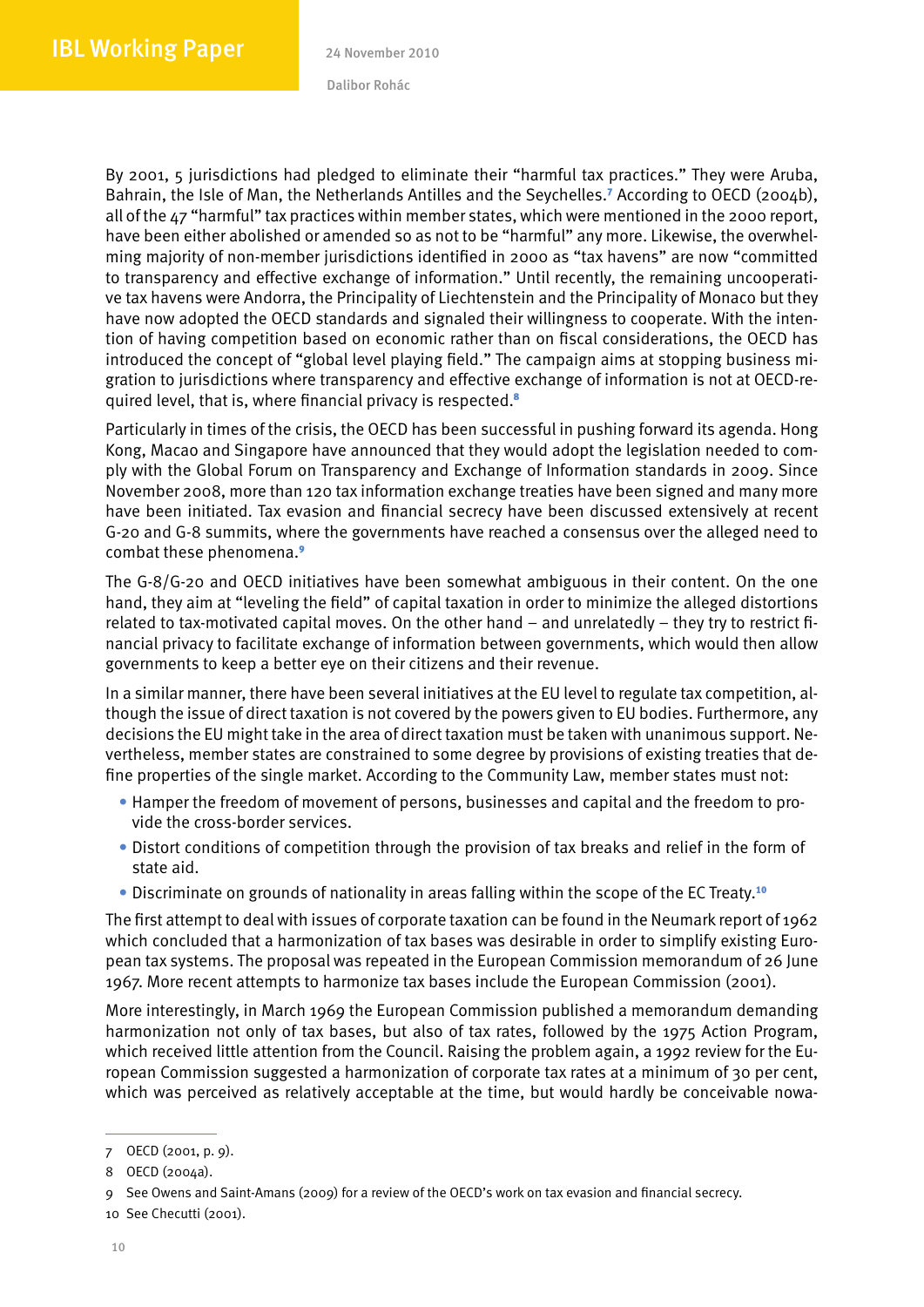By 2001, 5 jurisdictions had pledged to eliminate their "harmful tax practices." They were Aruba, Bahrain, the Isle of Man, the Netherlands Antilles and the Seychelles.[7] According to OECD (2004b), all of the 47 "harmful" tax practices within member states, which were mentioned in the 2000 report, have been either abolished or amended so as not to be "harmful" any more. Likewise, the overwhelming majority of non-member jurisdictions identified in 2000 as "tax havens" are now "committed to transparency and effective exchange of information." Until recently, the remaining uncooperative tax havens were Andorra, the Principality of Liechtenstein and the Principality of Monaco but they have now adopted the OECD standards and signaled their willingness to cooperate. With the intention of having competition based on economic rather than on fiscal considerations, the OECD has introduced the concept of "global level playing field." The campaign aims at stopping business migration to jurisdictions where transparency and effective exchange of information is not at OECD-required level, that is, where financial privacy is respected.[8]

Particularly in times of the crisis, the OECD has been successful in pushing forward its agenda. Hong Kong, Macao and Singapore have announced that they would adopt the legislation needed to comply with the Global Forum on Transparency and Exchange of Information standards in 2009. Since November 2008, more than 120 tax information exchange treaties have been signed and many more have been initiated. Tax evasion and financial secrecy have been discussed extensively at recent G-20 and G-8 summits, where the governments have reached a consensus over the alleged need to combat these phenomena.[9]

The G-8/G-20 and OECD initiatives have been somewhat ambiguous in their content. On the one hand, they aim at "leveling the field" of capital taxation in order to minimize the alleged distortions related to tax-motivated capital moves. On the other hand – and unrelatedly – they try to restrict financial privacy to facilitate exchange of information between governments, which would then allow governments to keep a better eye on their citizens and their revenue.

In a similar manner, there have been several initiatives at the EU level to regulate tax competition, although the issue of direct taxation is not covered by the powers given to EU bodies. Furthermore, any decisions the EU might take in the area of direct taxation must be taken with unanimous support. Nevertheless, member states are constrained to some degree by provisions of existing treaties that define properties of the single market. According to the Community Law, member states must not:

- Hamper the freedom of movement of persons, businesses and capital and the freedom to provide the cross-border services.
- Distort conditions of competition through the provision of tax breaks and relief in the form of state aid.
- Discriminate on grounds of nationality in areas falling within the scope of the EC Treaty.[10]

The first attempt to deal with issues of corporate taxation can be found in the Neumark report of 1962 which concluded that a harmonization of tax bases was desirable in order to simplify existing European tax systems. The proposal was repeated in the European Commission memorandum of 26 June 1967. More recent attempts to harmonize tax bases include the European Commission (2001).

More interestingly, in March 1969 the European Commission published a memorandum demanding harmonization not only of tax bases, but also of tax rates, followed by the 1975 Action Program, which received little attention from the Council. Raising the problem again, a 1992 review for the European Commission suggested a harmonization of corporate tax rates at a minimum of 30 per cent, which was perceived as relatively acceptable at the time, but would hardly be conceivable nowa-

7 OECD (2001, p. 9).

8 OECD (2004a).

9 See Owens and Saint-Amans (2009) for a review of the OECD's work on tax evasion and financial secrecy.

10 See Checutti (2001).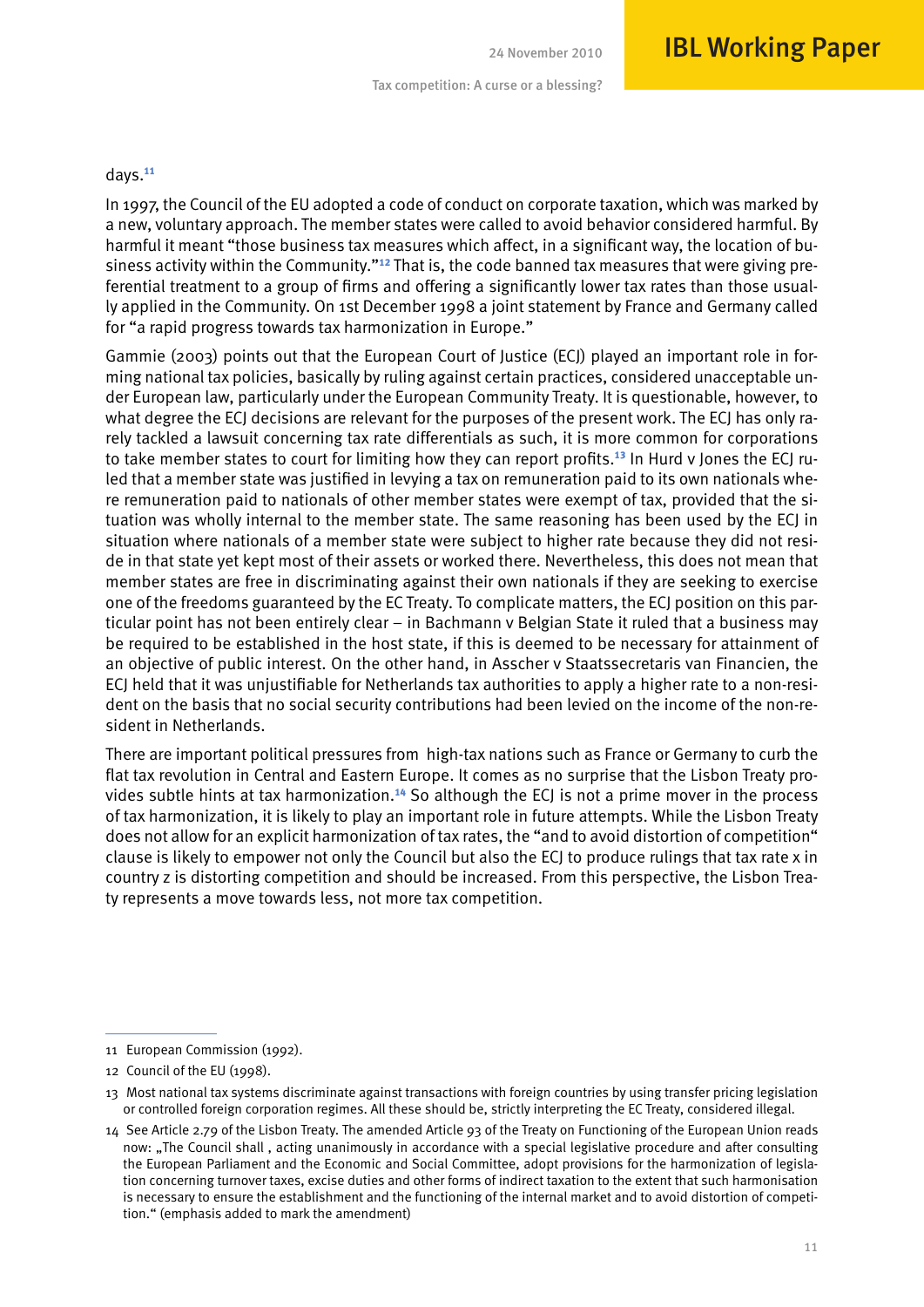days.[11]

In 1997, the Council of the EU adopted a code of conduct on corporate taxation, which was marked by a new, voluntary approach. The member states were called to avoid behavior considered harmful. By harmful it meant "those business tax measures which affect, in a significant way, the location of business activity within the Community."[12] That is, the code banned tax measures that were giving preferential treatment to a group of firms and offering a significantly lower tax rates than those usually applied in the Community. On 1st December 1998 a joint statement by France and Germany called for "a rapid progress towards tax harmonization in Europe."

Gammie (2003) points out that the European Court of Justice (ECJ) played an important role in forming national tax policies, basically by ruling against certain practices, considered unacceptable under European law, particularly under the European Community Treaty. It is questionable, however, to what degree the ECJ decisions are relevant for the purposes of the present work. The ECJ has only rarely tackled a lawsuit concerning tax rate differentials as such, it is more common for corporations to take member states to court for limiting how they can report profits.[13] In Hurd v Jones the ECJ ruled that a member state was justified in levying a tax on remuneration paid to its own nationals where remuneration paid to nationals of other member states were exempt of tax, provided that the situation was wholly internal to the member state. The same reasoning has been used by the ECJ in situation where nationals of a member state were subject to higher rate because they did not reside in that state yet kept most of their assets or worked there. Nevertheless, this does not mean that member states are free in discriminating against their own nationals if they are seeking to exercise one of the freedoms guaranteed by the EC Treaty. To complicate matters, the ECJ position on this particular point has not been entirely clear – in Bachmann v Belgian State it ruled that a business may be required to be established in the host state, if this is deemed to be necessary for attainment of an objective of public interest. On the other hand, in Asscher v Staatssecretaris van Financien, the ECJ held that it was unjustifiable for Netherlands tax authorities to apply a higher rate to a non-resident on the basis that no social security contributions had been levied on the income of the non-resident in Netherlands.

There are important political pressures from high-tax nations such as France or Germany to curb the flat tax revolution in Central and Eastern Europe. It comes as no surprise that the Lisbon Treaty provides subtle hints at tax harmonization.[14] So although the ECJ is not a prime mover in the process of tax harmonization, it is likely to play an important role in future attempts. While the Lisbon Treaty does not allow for an explicit harmonization of tax rates, the "and to avoid distortion of competition" clause is likely to empower not only the Council but also the ECJ to produce rulings that tax rate x in country z is distorting competition and should be increased. From this perspective, the Lisbon Treaty represents a move towards less, not more tax competition.

---

11 European Commission (1992).

12 Council of the EU (1998).

13 Most national tax systems discriminate against transactions with foreign countries by using transfer pricing legislation or controlled foreign corporation regimes. All these should be, strictly interpreting the EC Treaty, considered illegal.

14 See Article 2.79 of the Lisbon Treaty. The amended Article 93 of the Treaty on Functioning of the European Union reads now: „The Council shall , acting unanimously in accordance with a special legislative procedure and after consulting the European Parliament and the Economic and Social Committee, adopt provisions for the harmonization of legislation concerning turnover taxes, excise duties and other forms of indirect taxation to the extent that such harmonisation is necessary to ensure the establishment and the functioning of the internal market and to avoid distortion of competition." (emphasis added to mark the amendment)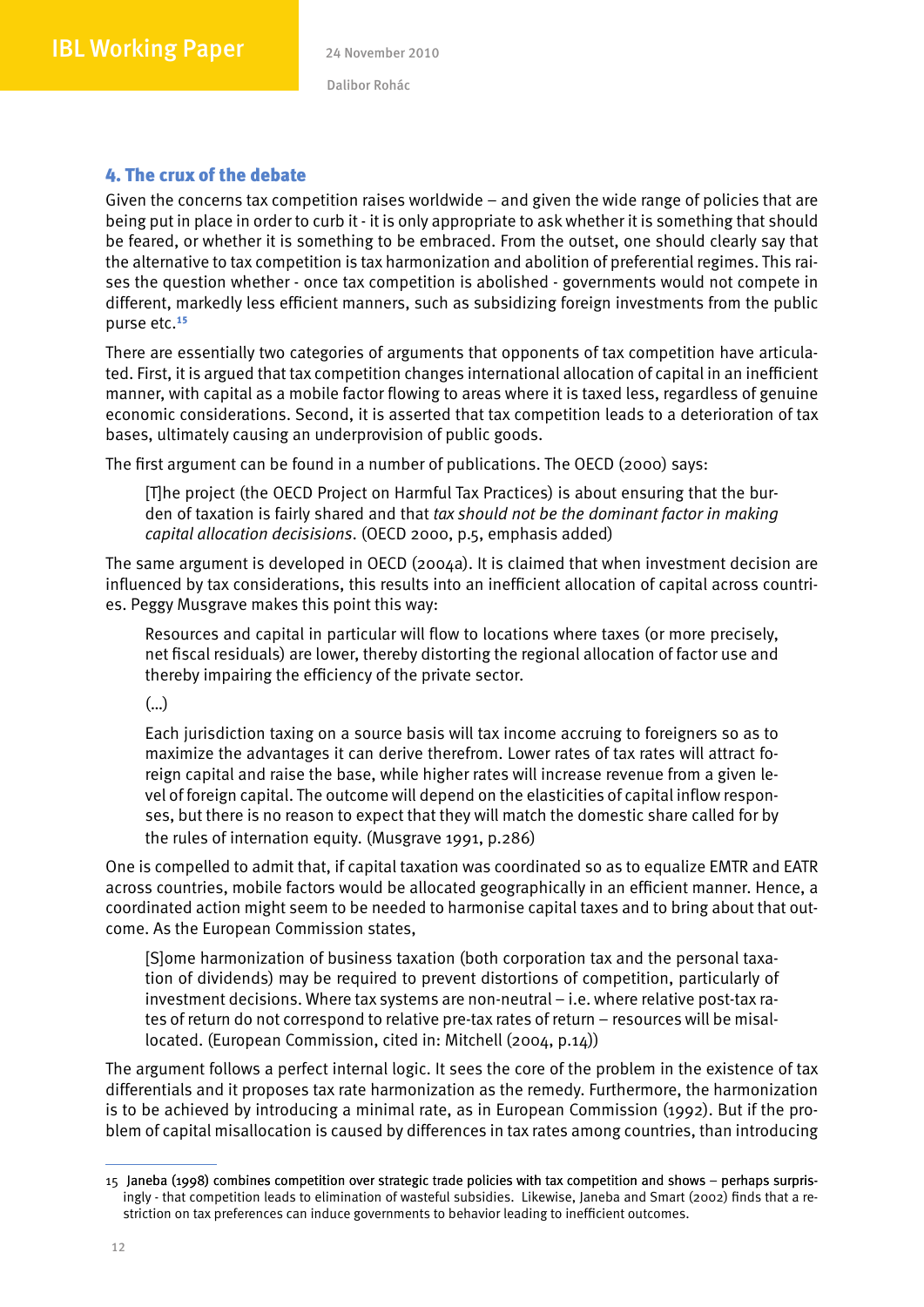## 4. The crux of the debate

Given the concerns tax competition raises worldwide – and given the wide range of policies that are being put in place in order to curb it - it is only appropriate to ask whether it is something that should be feared, or whether it is something to be embraced. From the outset, one should clearly say that the alternative to tax competition is tax harmonization and abolition of preferential regimes. This raises the question whether - once tax competition is abolished - governments would not compete in different, markedly less efficient manners, such as subsidizing foreign investments from the public purse etc.[15]

There are essentially two categories of arguments that opponents of tax competition have articulated. First, it is argued that tax competition changes international allocation of capital in an inefficient manner, with capital as a mobile factor flowing to areas where it is taxed less, regardless of genuine economic considerations. Second, it is asserted that tax competition leads to a deterioration of tax bases, ultimately causing an underprovision of public goods.

The first argument can be found in a number of publications. The OECD (2000) says:

> [T]he project (the OECD Project on Harmful Tax Practices) is about ensuring that the burden of taxation is fairly shared and that *tax should not be the dominant factor in making capital allocation decisisions*. (OECD 2000, p.5, emphasis added)

The same argument is developed in OECD (2004a). It is claimed that when investment decision are influenced by tax considerations, this results into an inefficient allocation of capital across countries. Peggy Musgrave makes this point this way:

> Resources and capital in particular will flow to locations where taxes (or more precisely, net fiscal residuals) are lower, thereby distorting the regional allocation of factor use and thereby impairing the efficiency of the private sector.
>
> (...)
>
> Each jurisdiction taxing on a source basis will tax income accruing to foreigners so as to maximize the advantages it can derive therefrom. Lower rates of tax rates will attract foreign capital and raise the base, while higher rates will increase revenue from a given level of foreign capital. The outcome will depend on the elasticities of capital inflow responses, but there is no reason to expect that they will match the domestic share called for by the rules of internation equity. (Musgrave 1991, p.286)

One is compelled to admit that, if capital taxation was coordinated so as to equalize EMTR and EATR across countries, mobile factors would be allocated geographically in an efficient manner. Hence, a coordinated action might seem to be needed to harmonise capital taxes and to bring about that outcome. As the European Commission states,

> [S]ome harmonization of business taxation (both corporation tax and the personal taxation of dividends) may be required to prevent distortions of competition, particularly of investment decisions. Where tax systems are non-neutral – i.e. where relative post-tax rates of return do not correspond to relative pre-tax rates of return – resources will be misallocated. (European Commission, cited in: Mitchell (2004, p.14))

The argument follows a perfect internal logic. It sees the core of the problem in the existence of tax differentials and it proposes tax rate harmonization as the remedy. Furthermore, the harmonization is to be achieved by introducing a minimal rate, as in European Commission (1992). But if the problem of capital misallocation is caused by differences in tax rates among countries, than introducing

---

15 Janeba (1998) combines competition over strategic trade policies with tax competition and shows – perhaps surprisingly - that competition leads to elimination of wasteful subsidies. Likewise, Janeba and Smart (2002) finds that a restriction on tax preferences can induce governments to behavior leading to inefficient outcomes.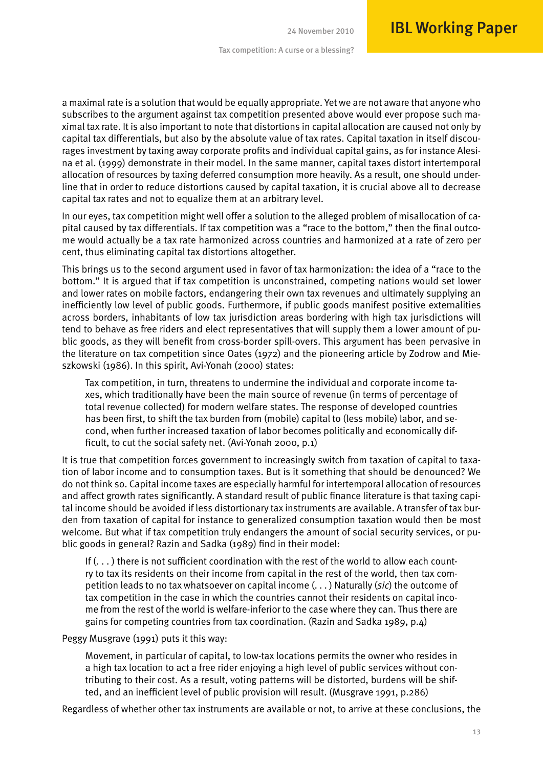a maximal rate is a solution that would be equally appropriate. Yet we are not aware that anyone who subscribes to the argument against tax competition presented above would ever propose such maximal tax rate. It is also important to note that distortions in capital allocation are caused not only by capital tax differentials, but also by the absolute value of tax rates. Capital taxation in itself discourages investment by taxing away corporate profits and individual capital gains, as for instance Alesina et al. (1999) demonstrate in their model. In the same manner, capital taxes distort intertemporal allocation of resources by taxing deferred consumption more heavily. As a result, one should underline that in order to reduce distortions caused by capital taxation, it is crucial above all to decrease capital tax rates and not to equalize them at an arbitrary level.

In our eyes, tax competition might well offer a solution to the alleged problem of misallocation of capital caused by tax differentials. If tax competition was a "race to the bottom," then the final outcome would actually be a tax rate harmonized across countries and harmonized at a rate of zero per cent, thus eliminating capital tax distortions altogether.

This brings us to the second argument used in favor of tax harmonization: the idea of a "race to the bottom." It is argued that if tax competition is unconstrained, competing nations would set lower and lower rates on mobile factors, endangering their own tax revenues and ultimately supplying an inefficiently low level of public goods. Furthermore, if public goods manifest positive externalities across borders, inhabitants of low tax jurisdiction areas bordering with high tax jurisdictions will tend to behave as free riders and elect representatives that will supply them a lower amount of public goods, as they will benefit from cross-border spill-overs. This argument has been pervasive in the literature on tax competition since Oates (1972) and the pioneering article by Zodrow and Mieszkowski (1986). In this spirit, Avi-Yonah (2000) states:

> Tax competition, in turn, threatens to undermine the individual and corporate income taxes, which traditionally have been the main source of revenue (in terms of percentage of total revenue collected) for modern welfare states. The response of developed countries has been first, to shift the tax burden from (mobile) capital to (less mobile) labor, and second, when further increased taxation of labor becomes politically and economically difficult, to cut the social safety net. (Avi-Yonah 2000, p.1)

It is true that competition forces government to increasingly switch from taxation of capital to taxation of labor income and to consumption taxes. But is it something that should be denounced? We do not think so. Capital income taxes are especially harmful for intertemporal allocation of resources and affect growth rates significantly. A standard result of public finance literature is that taxing capital income should be avoided if less distortionary tax instruments are available. A transfer of tax burden from taxation of capital for instance to generalized consumption taxation would then be most welcome. But what if tax competition truly endangers the amount of social security services, or public goods in general? Razin and Sadka (1989) find in their model:

> If (. . .) there is not sufficient coordination with the rest of the world to allow each country to tax its residents on their income from capital in the rest of the world, then tax competition leads to no tax whatsoever on capital income (. . .) Naturally (*sic*) the outcome of tax competition in the case in which the countries cannot their residents on capital income from the rest of the world is welfare-inferior to the case where they can. Thus there are gains for competing countries from tax coordination. (Razin and Sadka 1989, p.4)

Peggy Musgrave (1991) puts it this way:

> Movement, in particular of capital, to low-tax locations permits the owner who resides in a high tax location to act a free rider enjoying a high level of public services without contributing to their cost. As a result, voting patterns will be distorted, burdens will be shifted, and an inefficient level of public provision will result. (Musgrave 1991, p.286)

Regardless of whether other tax instruments are available or not, to arrive at these conclusions, the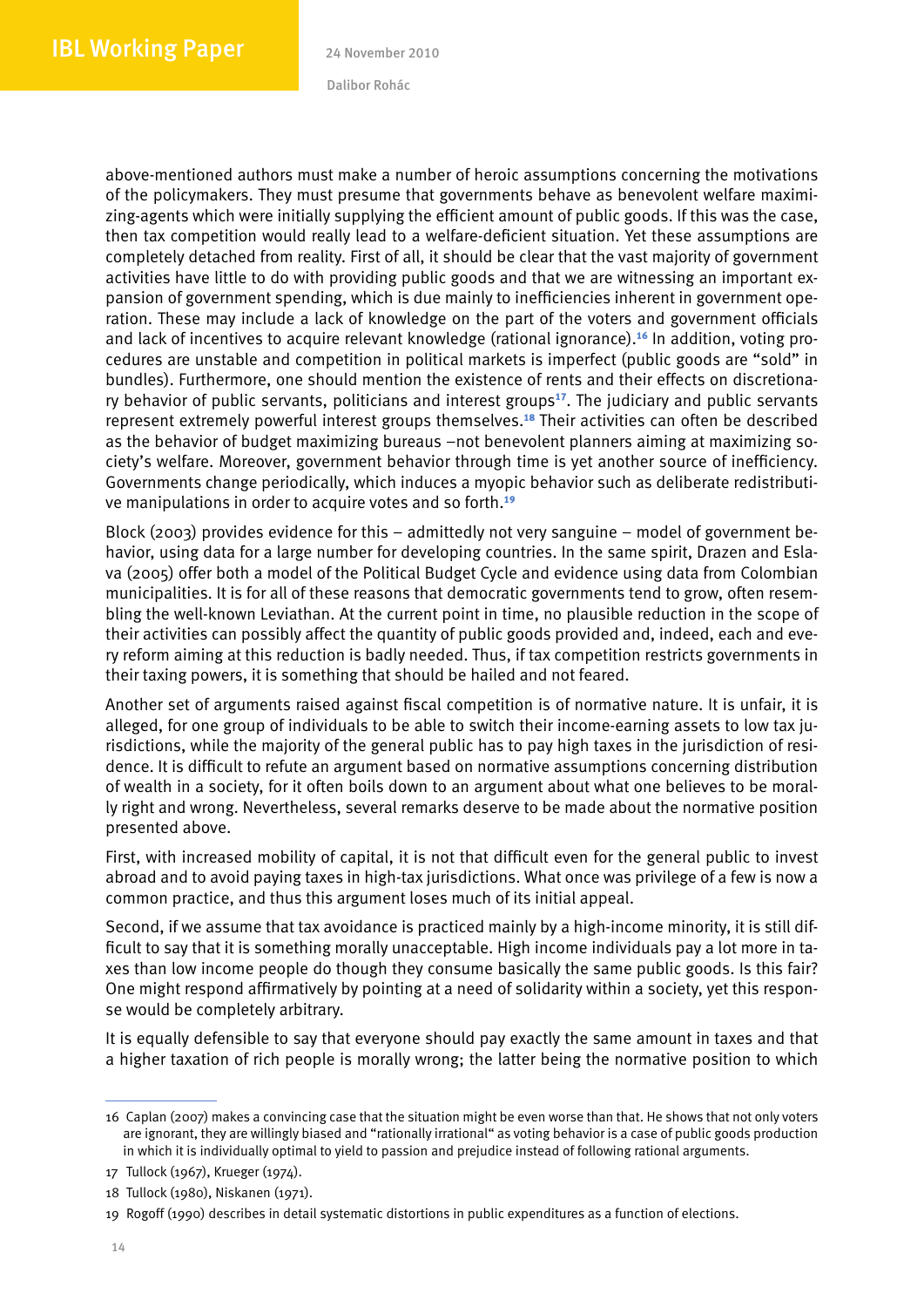above-mentioned authors must make a number of heroic assumptions concerning the motivations of the policymakers. They must presume that governments behave as benevolent welfare maximizing-agents which were initially supplying the efficient amount of public goods. If this was the case, then tax competition would really lead to a welfare-deficient situation. Yet these assumptions are completely detached from reality. First of all, it should be clear that the vast majority of government activities have little to do with providing public goods and that we are witnessing an important expansion of government spending, which is due mainly to inefficiencies inherent in government operation. These may include a lack of knowledge on the part of the voters and government officials and lack of incentives to acquire relevant knowledge (rational ignorance).[16] In addition, voting procedures are unstable and competition in political markets is imperfect (public goods are "sold" in bundles). Furthermore, one should mention the existence of rents and their effects on discretionary behavior of public servants, politicians and interest groups[17]. The judiciary and public servants represent extremely powerful interest groups themselves.[18] Their activities can often be described as the behavior of budget maximizing bureaus –not benevolent planners aiming at maximizing society's welfare. Moreover, government behavior through time is yet another source of inefficiency. Governments change periodically, which induces a myopic behavior such as deliberate redistributive manipulations in order to acquire votes and so forth.[19]

Block (2003) provides evidence for this – admittedly not very sanguine – model of government behavior, using data for a large number for developing countries. In the same spirit, Drazen and Eslava (2005) offer both a model of the Political Budget Cycle and evidence using data from Colombian municipalities. It is for all of these reasons that democratic governments tend to grow, often resembling the well-known Leviathan. At the current point in time, no plausible reduction in the scope of their activities can possibly affect the quantity of public goods provided and, indeed, each and every reform aiming at this reduction is badly needed. Thus, if tax competition restricts governments in their taxing powers, it is something that should be hailed and not feared.

Another set of arguments raised against fiscal competition is of normative nature. It is unfair, it is alleged, for one group of individuals to be able to switch their income-earning assets to low tax jurisdictions, while the majority of the general public has to pay high taxes in the jurisdiction of residence. It is difficult to refute an argument based on normative assumptions concerning distribution of wealth in a society, for it often boils down to an argument about what one believes to be morally right and wrong. Nevertheless, several remarks deserve to be made about the normative position presented above.

First, with increased mobility of capital, it is not that difficult even for the general public to invest abroad and to avoid paying taxes in high-tax jurisdictions. What once was privilege of a few is now a common practice, and thus this argument loses much of its initial appeal.

Second, if we assume that tax avoidance is practiced mainly by a high-income minority, it is still difficult to say that it is something morally unacceptable. High income individuals pay a lot more in taxes than low income people do though they consume basically the same public goods. Is this fair? One might respond affirmatively by pointing at a need of solidarity within a society, yet this response would be completely arbitrary.

It is equally defensible to say that everyone should pay exactly the same amount in taxes and that a higher taxation of rich people is morally wrong; the latter being the normative position to which

---

16 Caplan (2007) makes a convincing case that the situation might be even worse than that. He shows that not only voters are ignorant, they are willingly biased and "rationally irrational" as voting behavior is a case of public goods production in which it is individually optimal to yield to passion and prejudice instead of following rational arguments.

17 Tullock (1967), Krueger (1974).

18 Tullock (1980), Niskanen (1971).

19 Rogoff (1990) describes in detail systematic distortions in public expenditures as a function of elections.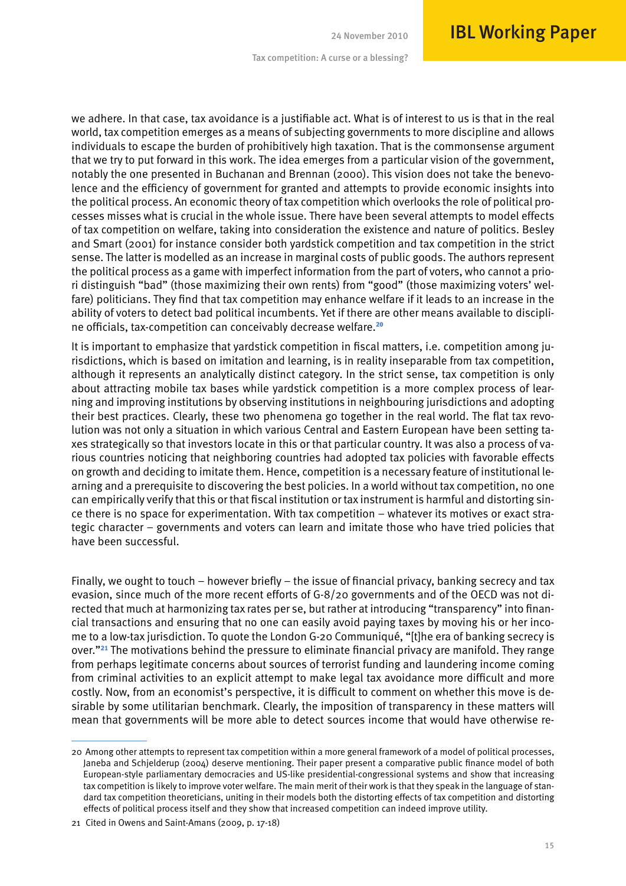we adhere. In that case, tax avoidance is a justifiable act. What is of interest to us is that in the real world, tax competition emerges as a means of subjecting governments to more discipline and allows individuals to escape the burden of prohibitively high taxation. That is the commonsense argument that we try to put forward in this work. The idea emerges from a particular vision of the government, notably the one presented in Buchanan and Brennan (2000). This vision does not take the benevolence and the efficiency of government for granted and attempts to provide economic insights into the political process. An economic theory of tax competition which overlooks the role of political processes misses what is crucial in the whole issue. There have been several attempts to model effects of tax competition on welfare, taking into consideration the existence and nature of politics. Besley and Smart (2001) for instance consider both yardstick competition and tax competition in the strict sense. The latter is modelled as an increase in marginal costs of public goods. The authors represent the political process as a game with imperfect information from the part of voters, who cannot a priori distinguish "bad" (those maximizing their own rents) from "good" (those maximizing voters' welfare) politicians. They find that tax competition may enhance welfare if it leads to an increase in the ability of voters to detect bad political incumbents. Yet if there are other means available to discipline officials, tax-competition can conceivably decrease welfare.[20]

It is important to emphasize that yardstick competition in fiscal matters, i.e. competition among jurisdictions, which is based on imitation and learning, is in reality inseparable from tax competition, although it represents an analytically distinct category. In the strict sense, tax competition is only about attracting mobile tax bases while yardstick competition is a more complex process of learning and improving institutions by observing institutions in neighbouring jurisdictions and adopting their best practices. Clearly, these two phenomena go together in the real world. The flat tax revolution was not only a situation in which various Central and Eastern European have been setting taxes strategically so that investors locate in this or that particular country. It was also a process of various countries noticing that neighboring countries had adopted tax policies with favorable effects on growth and deciding to imitate them. Hence, competition is a necessary feature of institutional learning and a prerequisite to discovering the best policies. In a world without tax competition, no one can empirically verify that this or that fiscal institution or tax instrument is harmful and distorting since there is no space for experimentation. With tax competition – whatever its motives or exact strategic character – governments and voters can learn and imitate those who have tried policies that have been successful.

Finally, we ought to touch – however briefly – the issue of financial privacy, banking secrecy and tax evasion, since much of the more recent efforts of G-8/20 governments and of the OECD was not directed that much at harmonizing tax rates per se, but rather at introducing "transparency" into financial transactions and ensuring that no one can easily avoid paying taxes by moving his or her income to a low-tax jurisdiction. To quote the London G-20 Communiqué, "[t]he era of banking secrecy is over."[21] The motivations behind the pressure to eliminate financial privacy are manifold. They range from perhaps legitimate concerns about sources of terrorist funding and laundering income coming from criminal activities to an explicit attempt to make legal tax avoidance more difficult and more costly. Now, from an economist's perspective, it is difficult to comment on whether this move is desirable by some utilitarian benchmark. Clearly, the imposition of transparency in these matters will mean that governments will be more able to detect sources income that would have otherwise re-

---

20 Among other attempts to represent tax competition within a more general framework of a model of political processes, Janeba and Schjelderup (2004) deserve mentioning. Their paper present a comparative public finance model of both European-style parliamentary democracies and US-like presidential-congressional systems and show that increasing tax competition is likely to improve voter welfare. The main merit of their work is that they speak in the language of standard tax competition theoreticians, uniting in their models both the distorting effects of tax competition and distorting effects of political process itself and they show that increased competition can indeed improve utility.

21 Cited in Owens and Saint-Amans (2009, p. 17-18)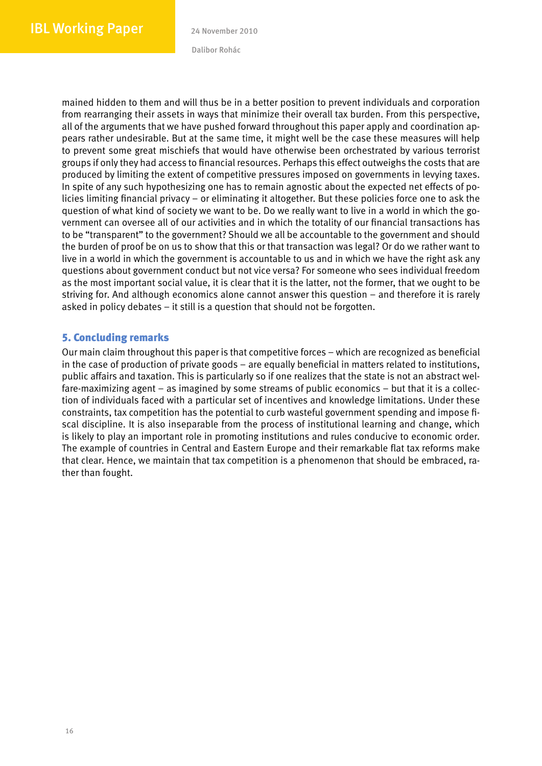mained hidden to them and will thus be in a better position to prevent individuals and corporation from rearranging their assets in ways that minimize their overall tax burden. From this perspective, all of the arguments that we have pushed forward throughout this paper apply and coordination appears rather undesirable. But at the same time, it might well be the case these measures will help to prevent some great mischiefs that would have otherwise been orchestrated by various terrorist groups if only they had access to financial resources. Perhaps this effect outweighs the costs that are produced by limiting the extent of competitive pressures imposed on governments in levying taxes. In spite of any such hypothesizing one has to remain agnostic about the expected net effects of policies limiting financial privacy – or eliminating it altogether. But these policies force one to ask the question of what kind of society we want to be. Do we really want to live in a world in which the government can oversee all of our activities and in which the totality of our financial transactions has to be "transparent" to the government? Should we all be accountable to the government and should the burden of proof be on us to show that this or that transaction was legal? Or do we rather want to live in a world in which the government is accountable to us and in which we have the right ask any questions about government conduct but not vice versa? For someone who sees individual freedom as the most important social value, it is clear that it is the latter, not the former, that we ought to be striving for. And although economics alone cannot answer this question – and therefore it is rarely asked in policy debates – it still is a question that should not be forgotten.

## 5. Concluding remarks

Our main claim throughout this paper is that competitive forces – which are recognized as beneficial in the case of production of private goods – are equally beneficial in matters related to institutions, public affairs and taxation. This is particularly so if one realizes that the state is not an abstract welfare-maximizing agent – as imagined by some streams of public economics – but that it is a collection of individuals faced with a particular set of incentives and knowledge limitations. Under these constraints, tax competition has the potential to curb wasteful government spending and impose fiscal discipline. It is also inseparable from the process of institutional learning and change, which is likely to play an important role in promoting institutions and rules conducive to economic order. The example of countries in Central and Eastern Europe and their remarkable flat tax reforms make that clear. Hence, we maintain that tax competition is a phenomenon that should be embraced, rather than fought.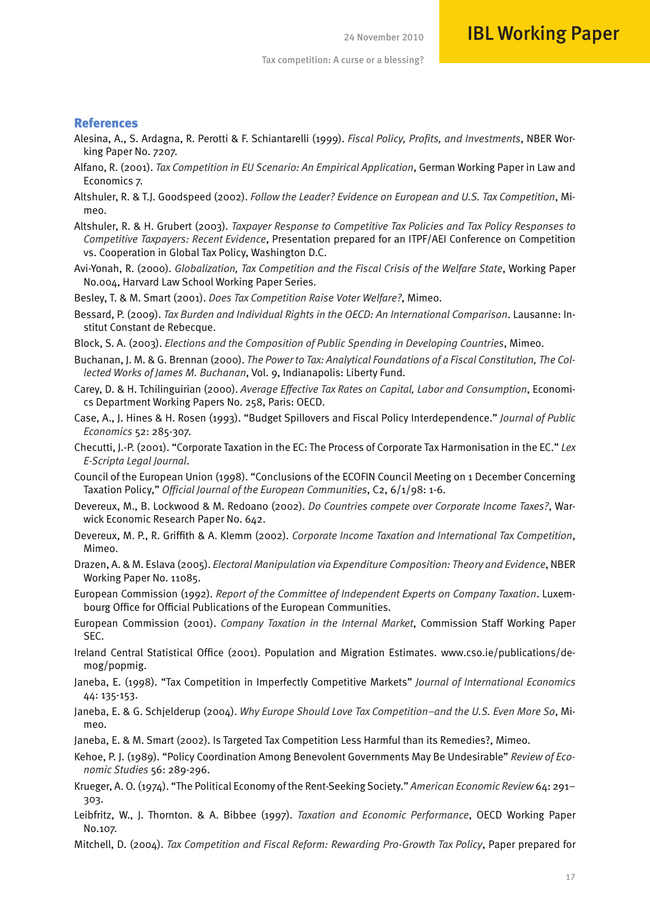## References

Alesina, A., S. Ardagna, R. Perotti & F. Schiantarelli (1999). *Fiscal Policy, Profits, and Investments*, NBER Working Paper No. 7207.

Alfano, R. (2001). *Tax Competition in EU Scenario: An Empirical Application*, German Working Paper in Law and Economics 7.

Altshuler, R. & T.J. Goodspeed (2002). *Follow the Leader? Evidence on European and U.S. Tax Competition*, Mimeo.

Altshuler, R. & H. Grubert (2003). *Taxpayer Response to Competitive Tax Policies and Tax Policy Responses to Competitive Taxpayers: Recent Evidence*, Presentation prepared for an ITPF/AEI Conference on Competition vs. Cooperation in Global Tax Policy, Washington D.C.

Avi-Yonah, R. (2000). *Globalization, Tax Competition and the Fiscal Crisis of the Welfare State*, Working Paper No.004, Harvard Law School Working Paper Series.

Besley, T. & M. Smart (2001). *Does Tax Competition Raise Voter Welfare?*, Mimeo.

Bessard, P. (2009). *Tax Burden and Individual Rights in the OECD: An International Comparison*. Lausanne: Institut Constant de Rebecque.

Block, S. A. (2003). *Elections and the Composition of Public Spending in Developing Countries*, Mimeo.

Buchanan, J. M. & G. Brennan (2000). *The Power to Tax: Analytical Foundations of a Fiscal Constitution, The Collected Works of James M. Buchanan*, Vol. 9, Indianapolis: Liberty Fund.

Carey, D. & H. Tchilinguirian (2000). *Average Effective Tax Rates on Capital, Labor and Consumption*, Economics Department Working Papers No. 258, Paris: OECD.

Case, A., J. Hines & H. Rosen (1993). "Budget Spillovers and Fiscal Policy Interdependence." *Journal of Public Economics* 52: 285-307.

Checutti, J.-P. (2001). "Corporate Taxation in the EC: The Process of Corporate Tax Harmonisation in the EC." *Lex E-Scripta Legal Journal*.

Council of the European Union (1998). "Conclusions of the ECOFIN Council Meeting on 1 December Concerning Taxation Policy," *Official Journal of the European Communities*, C2, 6/1/98: 1-6.

Devereux, M., B. Lockwood & M. Redoano (2002). *Do Countries compete over Corporate Income Taxes?*, Warwick Economic Research Paper No. 642.

Devereux, M. P., R. Griffith & A. Klemm (2002). *Corporate Income Taxation and International Tax Competition*, Mimeo.

Drazen, A. & M. Eslava (2005). *Electoral Manipulation via Expenditure Composition: Theory and Evidence*, NBER Working Paper No. 11085.

European Commission (1992). *Report of the Committee of Independent Experts on Company Taxation*. Luxembourg Office for Official Publications of the European Communities.

European Commission (2001). *Company Taxation in the Internal Market*, Commission Staff Working Paper SEC.

Ireland Central Statistical Office (2001). Population and Migration Estimates. www.cso.ie/publications/demog/popmig.

Janeba, E. (1998). "Tax Competition in Imperfectly Competitive Markets" *Journal of International Economics* 44: 135-153.

Janeba, E. & G. Schjelderup (2004). *Why Europe Should Love Tax Competition–and the U.S. Even More So*, Mimeo.

Janeba, E. & M. Smart (2002). Is Targeted Tax Competition Less Harmful than its Remedies?, Mimeo.

Kehoe, P. J. (1989). "Policy Coordination Among Benevolent Governments May Be Undesirable" *Review of Economic Studies* 56: 289-296.

Krueger, A. O. (1974). "The Political Economy of the Rent-Seeking Society." *American Economic Review* 64: 291–303.

Leibfritz, W., J. Thornton. & A. Bibbee (1997). *Taxation and Economic Performance*, OECD Working Paper No.107.

Mitchell, D. (2004). *Tax Competition and Fiscal Reform: Rewarding Pro-Growth Tax Policy*, Paper prepared for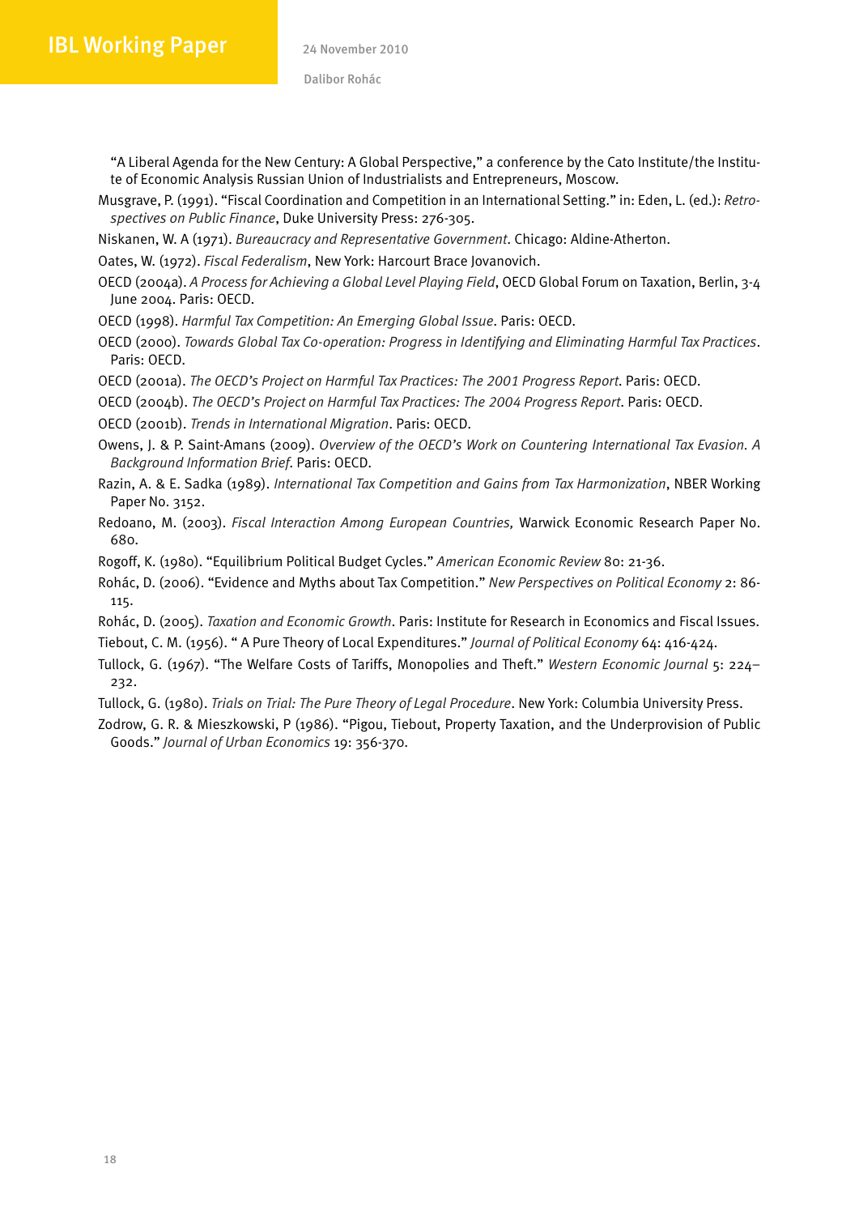"A Liberal Agenda for the New Century: A Global Perspective," a conference by the Cato Institute/the Institute of Economic Analysis Russian Union of Industrialists and Entrepreneurs, Moscow.

Musgrave, P. (1991). "Fiscal Coordination and Competition in an International Setting." in: Eden, L. (ed.): *Retrospectives on Public Finance*, Duke University Press: 276-305.

Niskanen, W. A (1971). *Bureaucracy and Representative Government*. Chicago: Aldine-Atherton.

Oates, W. (1972). *Fiscal Federalism*, New York: Harcourt Brace Jovanovich.

OECD (2004a). *A Process for Achieving a Global Level Playing Field*, OECD Global Forum on Taxation, Berlin, 3-4 June 2004. Paris: OECD.

OECD (1998). *Harmful Tax Competition: An Emerging Global Issue*. Paris: OECD.

OECD (2000). *Towards Global Tax Co-operation: Progress in Identifying and Eliminating Harmful Tax Practices*. Paris: OECD.

OECD (2001a). *The OECD's Project on Harmful Tax Practices: The 2001 Progress Report*. Paris: OECD.

OECD (2004b). *The OECD's Project on Harmful Tax Practices: The 2004 Progress Report*. Paris: OECD.

OECD (2001b). *Trends in International Migration*. Paris: OECD.

Owens, J. & P. Saint-Amans (2009). *Overview of the OECD's Work on Countering International Tax Evasion. A Background Information Brief*. Paris: OECD.

Razin, A. & E. Sadka (1989). *International Tax Competition and Gains from Tax Harmonization*, NBER Working Paper No. 3152.

Redoano, M. (2003). *Fiscal Interaction Among European Countries,* Warwick Economic Research Paper No. 680.

Rogoff, K. (1980). "Equilibrium Political Budget Cycles." *American Economic Review* 80: 21-36.

Rohác, D. (2006). "Evidence and Myths about Tax Competition." *New Perspectives on Political Economy* 2: 86-115.

Rohác, D. (2005). *Taxation and Economic Growth*. Paris: Institute for Research in Economics and Fiscal Issues.

Tiebout, C. M. (1956). " A Pure Theory of Local Expenditures." *Journal of Political Economy* 64: 416-424.

Tullock, G. (1967). "The Welfare Costs of Tariffs, Monopolies and Theft." *Western Economic Journal* 5: 224–232.

Tullock, G. (1980). *Trials on Trial: The Pure Theory of Legal Procedure*. New York: Columbia University Press.

Zodrow, G. R. & Mieszkowski, P (1986). "Pigou, Tiebout, Property Taxation, and the Underprovision of Public Goods." *Journal of Urban Economics* 19: 356-370.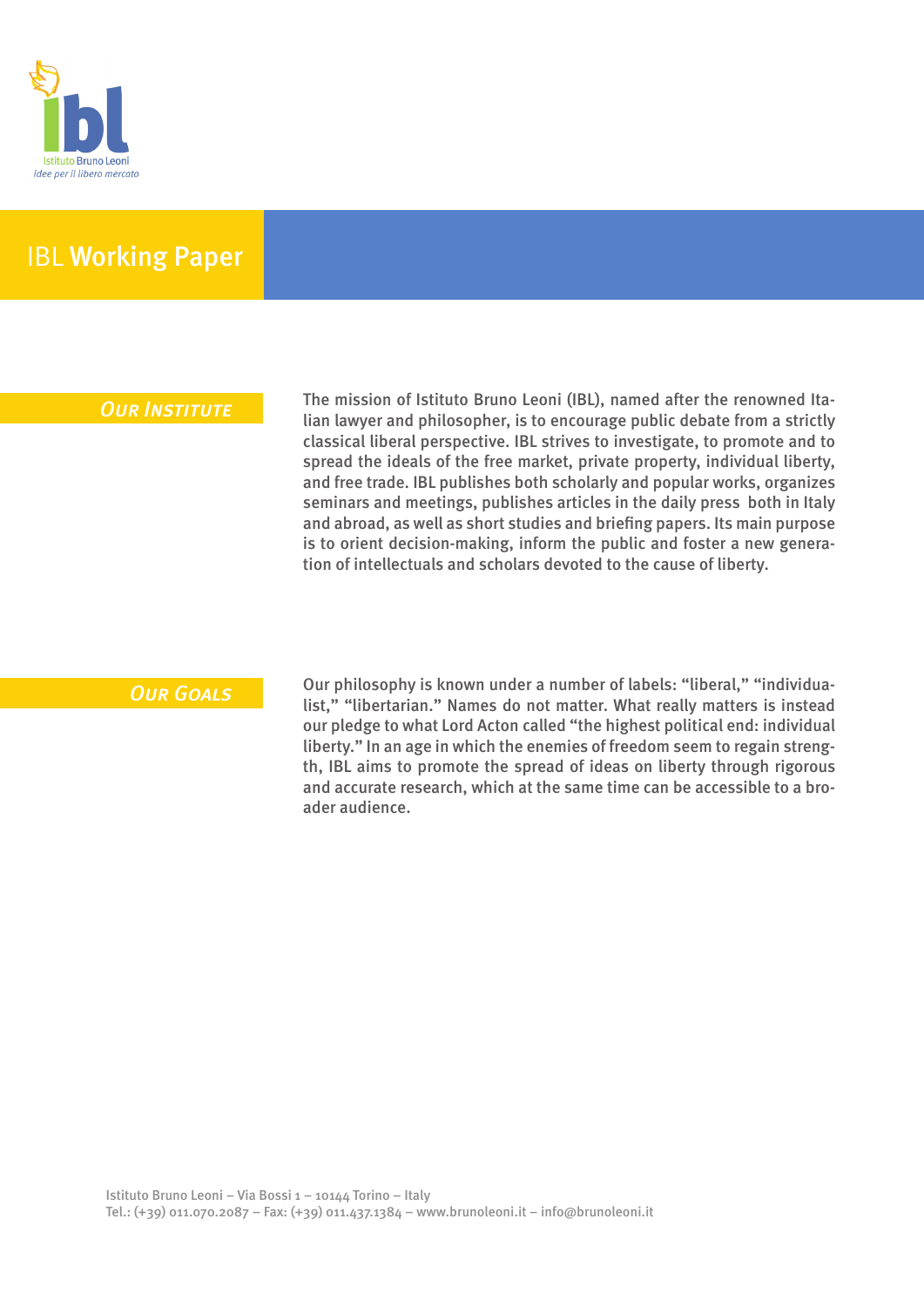Istituto Bruno Leoni
*idee per il libero mercato*

# IBL **Working Paper**

## *Our Institute*

The mission of Istituto Bruno Leoni (IBL), named after the renowned Italian lawyer and philosopher, is to encourage public debate from a strictly classical liberal perspective. IBL strives to investigate, to promote and to spread the ideals of the free market, private property, individual liberty, and free trade. IBL publishes both scholarly and popular works, organizes seminars and meetings, publishes articles in the daily press both in Italy and abroad, as well as short studies and briefing papers. Its main purpose is to orient decision-making, inform the public and foster a new generation of intellectuals and scholars devoted to the cause of liberty.

## *Our Goals*

Our philosophy is known under a number of labels: "liberal," "individualist," "libertarian." Names do not matter. What really matters is instead our pledge to what Lord Acton called "the highest political end: individual liberty." In an age in which the enemies of freedom seem to regain strength, IBL aims to promote the spread of ideas on liberty through rigorous and accurate research, which at the same time can be accessible to a broader audience.

Istituto Bruno Leoni – Via Bossi 1 – 10144 Torino – Italy
Tel.: (+39) 011.070.2087 – Fax: (+39) 011.437.1384 – www.brunoleoni.it – info@brunoleoni.it